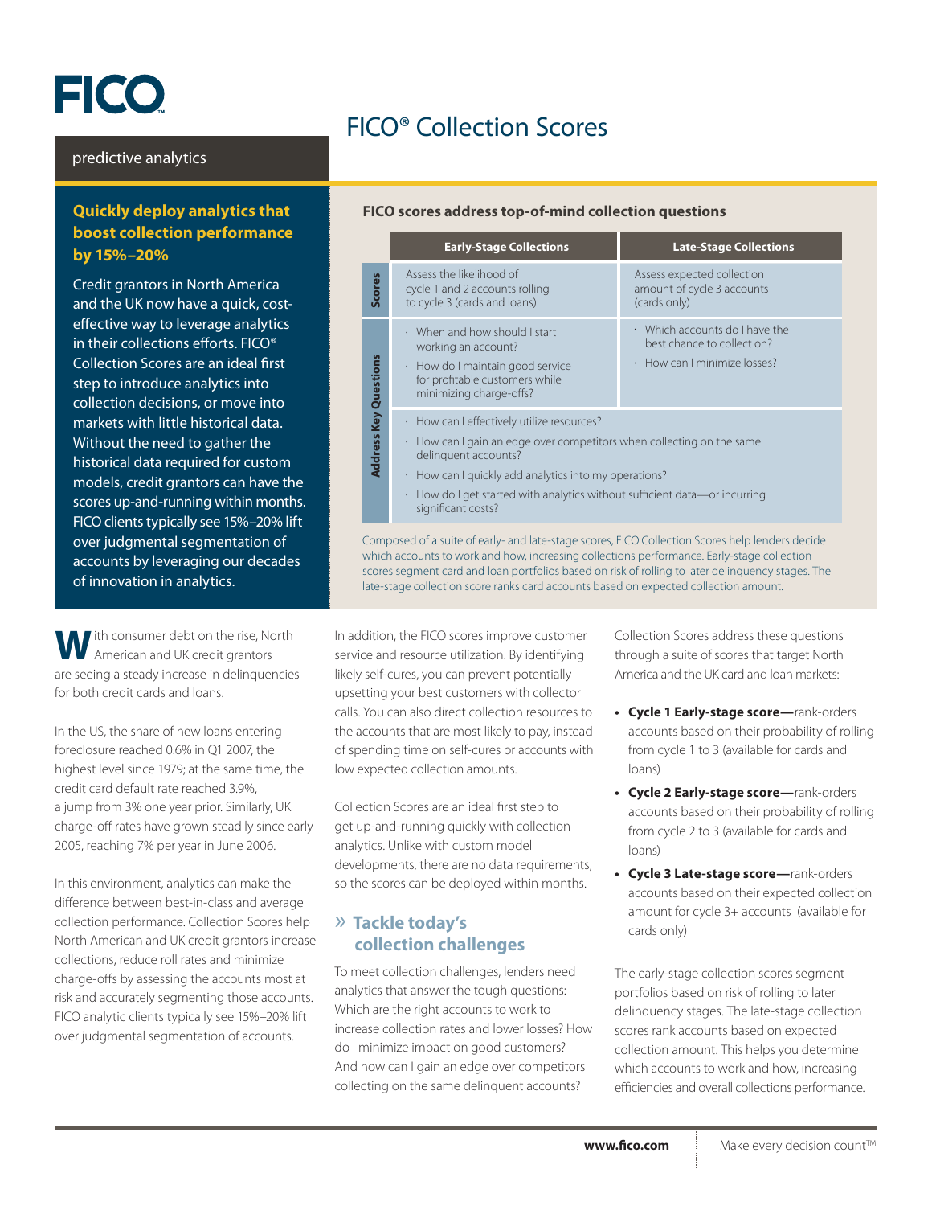FICO

predictive analytics

# FICO® Collection Scores

### Quickly deploy analytics that boost collection performance by 15%–20%

Credit grantors in North America and the UK now have a quick, cost-effective way to leverage analytics in their collections efforts. FICO® Collection Scores are an ideal first step to introduce analytics into collection decisions, or move into markets with little historical data. Without the need to gather the historical data required for custom models, credit grantors can have the scores up-and-running within months. FICO clients typically see 15%–20% lift over judgmental segmentation of accounts by leveraging our decades of innovation in analytics.

**FICO scores address top-of-mind collection questions**

| | Early-Stage Collections | Late-Stage Collections |
|---|---|---|
| **Scores** | Assess the likelihood of cycle 1 and 2 accounts rolling to cycle 3 (cards and loans) | Assess expected collection amount of cycle 3 accounts (cards only) |
| **Address Key Questions** | · When and how should I start working an account?<br>· How do I maintain good service for profitable customers while minimizing charge-offs? | · Which accounts do I have the best chance to collect on?<br>· How can I minimize losses? |
| | · How can I effectively utilize resources?<br>· How can I gain an edge over competitors when collecting on the same delinquent accounts?<br>· How can I quickly add analytics into my operations?<br>· How do I get started with analytics without sufficient data—or incurring significant costs? | |

Composed of a suite of early- and late-stage scores, FICO Collection Scores help lenders decide which accounts to work and how, increasing collections performance. Early-stage collection scores segment card and loan portfolios based on risk of rolling to later delinquency stages. The late-stage collection score ranks card accounts based on expected collection amount.

With consumer debt on the rise, North American and UK credit grantors are seeing a steady increase in delinquencies for both credit cards and loans.

In the US, the share of new loans entering foreclosure reached 0.6% in Q1 2007, the highest level since 1979; at the same time, the credit card default rate reached 3.9%, a jump from 3% one year prior. Similarly, UK charge-off rates have grown steadily since early 2005, reaching 7% per year in June 2006.

In this environment, analytics can make the difference between best-in-class and average collection performance. Collection Scores help North American and UK credit grantors increase collections, reduce roll rates and minimize charge-offs by assessing the accounts most at risk and accurately segmenting those accounts. FICO analytic clients typically see 15%–20% lift over judgmental segmentation of accounts.

In addition, the FICO scores improve customer service and resource utilization. By identifying likely self-cures, you can prevent potentially upsetting your best customers with collector calls. You can also direct collection resources to the accounts that are most likely to pay, instead of spending time on self-cures or accounts with low expected collection amounts.

Collection Scores are an ideal first step to get up-and-running quickly with collection analytics. Unlike with custom model developments, there are no data requirements, so the scores can be deployed within months.

## » Tackle today's collection challenges

To meet collection challenges, lenders need analytics that answer the tough questions: Which are the right accounts to work to increase collection rates and lower losses? How do I minimize impact on good customers? And how can I gain an edge over competitors collecting on the same delinquent accounts?

Collection Scores address these questions through a suite of scores that target North America and the UK card and loan markets:

- **Cycle 1 Early-stage score—**rank-orders accounts based on their probability of rolling from cycle 1 to 3 (available for cards and loans)
- **Cycle 2 Early-stage score—**rank-orders accounts based on their probability of rolling from cycle 2 to 3 (available for cards and loans)
- **Cycle 3 Late-stage score—**rank-orders accounts based on their expected collection amount for cycle 3+ accounts (available for cards only)

The early-stage collection scores segment portfolios based on risk of rolling to later delinquency stages. The late-stage collection scores rank accounts based on expected collection amount. This helps you determine which accounts to work and how, increasing efficiencies and overall collections performance.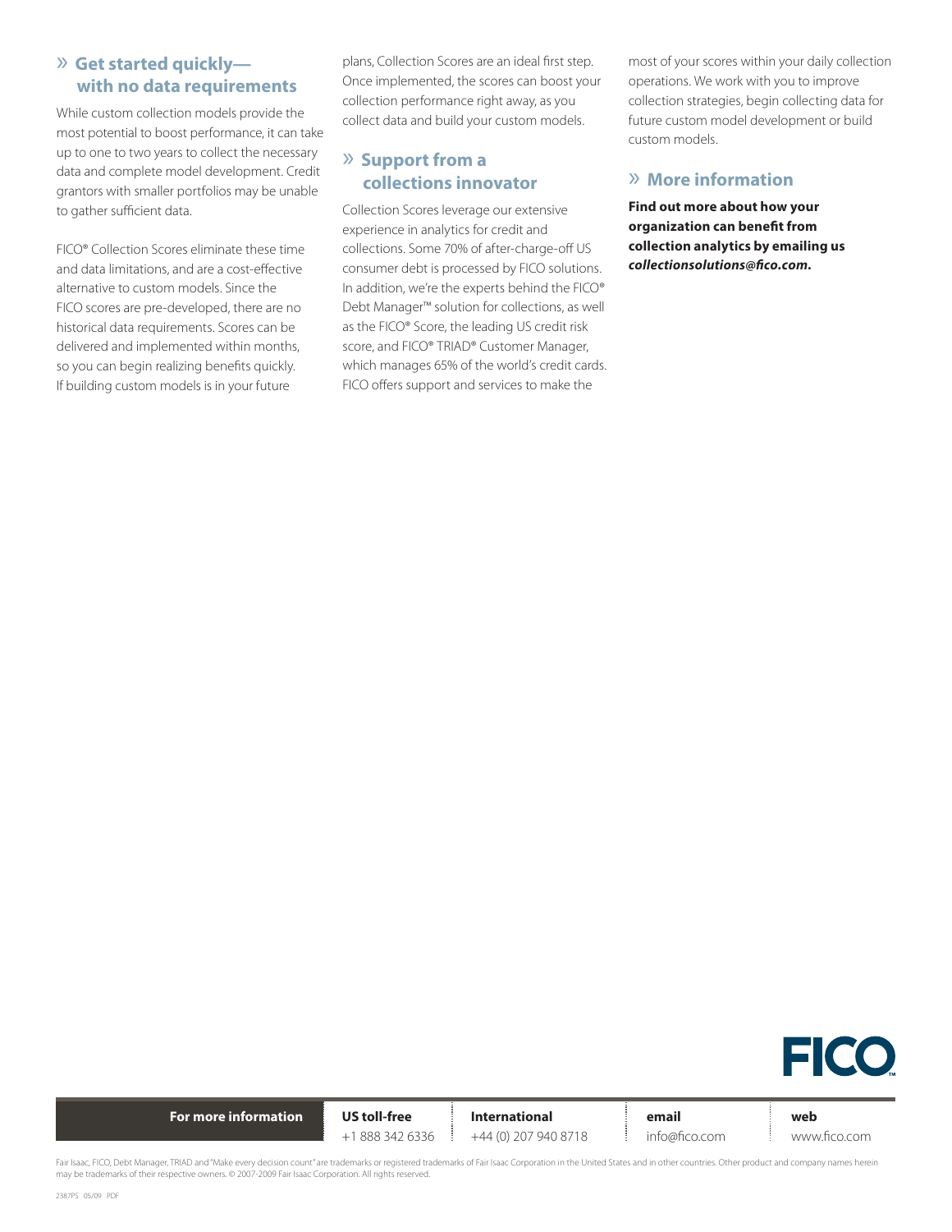## » Get started quickly—with no data requirements

While custom collection models provide the most potential to boost performance, it can take up to one to two years to collect the necessary data and complete model development. Credit grantors with smaller portfolios may be unable to gather sufficient data.

FICO® Collection Scores eliminate these time and data limitations, and are a cost-effective alternative to custom models. Since the FICO scores are pre-developed, there are no historical data requirements. Scores can be delivered and implemented within months, so you can begin realizing benefits quickly. If building custom models is in your future plans, Collection Scores are an ideal first step. Once implemented, the scores can boost your collection performance right away, as you collect data and build your custom models.

## » Support from a collections innovator

Collection Scores leverage our extensive experience in analytics for credit and collections. Some 70% of after-charge-off US consumer debt is processed by FICO solutions. In addition, we're the experts behind the FICO® Debt Manager™ solution for collections, as well as the FICO® Score, the leading US credit risk score, and FICO® TRIAD® Customer Manager, which manages 65% of the world's credit cards. FICO offers support and services to make the most of your scores within your daily collection operations. We work with you to improve collection strategies, begin collecting data for future custom model development or build custom models.

## » More information

**Find out more about how your organization can benefit from collection analytics by emailing us *collectionsolutions@fico.com*.**

FICO™

| For more information | US toll-free | International | email | web |
|---|---|---|---|---|
| | +1 888 342 6336 | +44 (0) 207 940 8718 | info@fico.com | www.fico.com |

Fair Isaac, FICO, Debt Manager, TRIAD and "Make every decision count" are trademarks or registered trademarks of Fair Isaac Corporation in the United States and in other countries. Other product and company names herein may be trademarks of their respective owners. © 2007-2009 Fair Isaac Corporation. All rights reserved.

2387PS 05/09 PDF